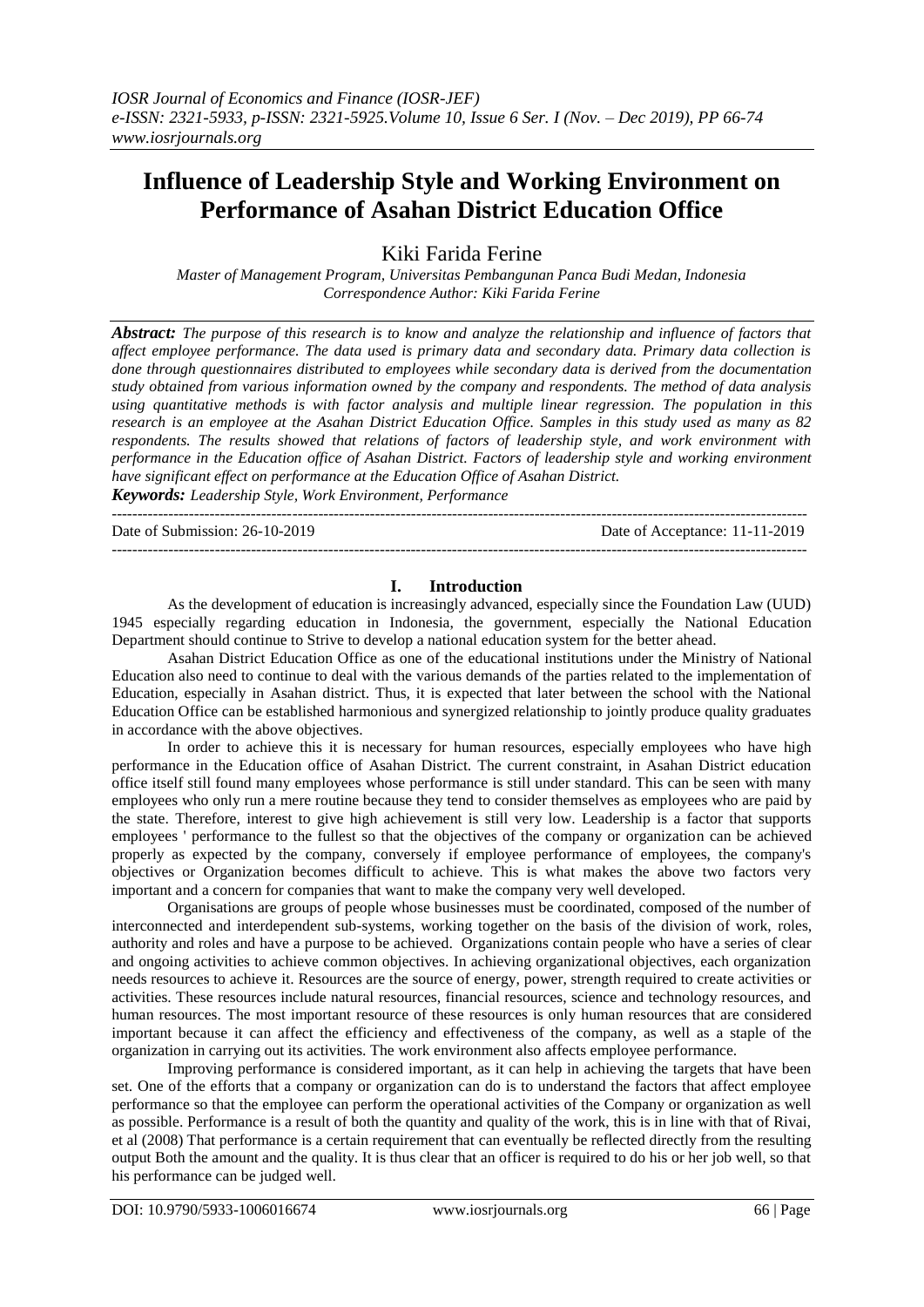# Influence of Leadership Style and Working Environment on Performance of Asahan District Education Office

Kiki Farida Ferine

*Master of Management Program, Universitas Pembangunan Panca Budi Medan, Indonesia*
*Correspondence Author: Kiki Farida Ferine*

***Abstract:*** *The purpose of this research is to know and analyze the relationship and influence of factors that affect employee performance. The data used is primary data and secondary data. Primary data collection is done through questionnaires distributed to employees while secondary data is derived from the documentation study obtained from various information owned by the company and respondents. The method of data analysis using quantitative methods is with factor analysis and multiple linear regression. The population in this research is an employee at the Asahan District Education Office. Samples in this study used as many as 82 respondents. The results showed that relations of factors of leadership style, and work environment with performance in the Education office of Asahan District. Factors of leadership style and working environment have significant effect on performance at the Education Office of Asahan District.*

***Keywords:*** *Leadership Style, Work Environment, Performance*

---

Date of Submission: 26-10-2019 Date of Acceptance: 11-11-2019

---

## I. Introduction

As the development of education is increasingly advanced, especially since the Foundation Law (UUD) 1945 especially regarding education in Indonesia, the government, especially the National Education Department should continue to Strive to develop a national education system for the better ahead.

Asahan District Education Office as one of the educational institutions under the Ministry of National Education also need to continue to deal with the various demands of the parties related to the implementation of Education, especially in Asahan district. Thus, it is expected that later between the school with the National Education Office can be established harmonious and synergized relationship to jointly produce quality graduates in accordance with the above objectives.

In order to achieve this it is necessary for human resources, especially employees who have high performance in the Education office of Asahan District. The current constraint, in Asahan District education office itself still found many employees whose performance is still under standard. This can be seen with many employees who only run a mere routine because they tend to consider themselves as employees who are paid by the state. Therefore, interest to give high achievement is still very low. Leadership is a factor that supports employees ' performance to the fullest so that the objectives of the company or organization can be achieved properly as expected by the company, conversely if employee performance of employees, the company's objectives or Organization becomes difficult to achieve. This is what makes the above two factors very important and a concern for companies that want to make the company very well developed.

Organisations are groups of people whose businesses must be coordinated, composed of the number of interconnected and interdependent sub-systems, working together on the basis of the division of work, roles, authority and roles and have a purpose to be achieved. Organizations contain people who have a series of clear and ongoing activities to achieve common objectives. In achieving organizational objectives, each organization needs resources to achieve it. Resources are the source of energy, power, strength required to create activities or activities. These resources include natural resources, financial resources, science and technology resources, and human resources. The most important resource of these resources is only human resources that are considered important because it can affect the efficiency and effectiveness of the company, as well as a staple of the organization in carrying out its activities. The work environment also affects employee performance.

Improving performance is considered important, as it can help in achieving the targets that have been set. One of the efforts that a company or organization can do is to understand the factors that affect employee performance so that the employee can perform the operational activities of the Company or organization as well as possible. Performance is a result of both the quantity and quality of the work, this is in line with that of Rivai, et al (2008) That performance is a certain requirement that can eventually be reflected directly from the resulting output Both the amount and the quality. It is thus clear that an officer is required to do his or her job well, so that his performance can be judged well.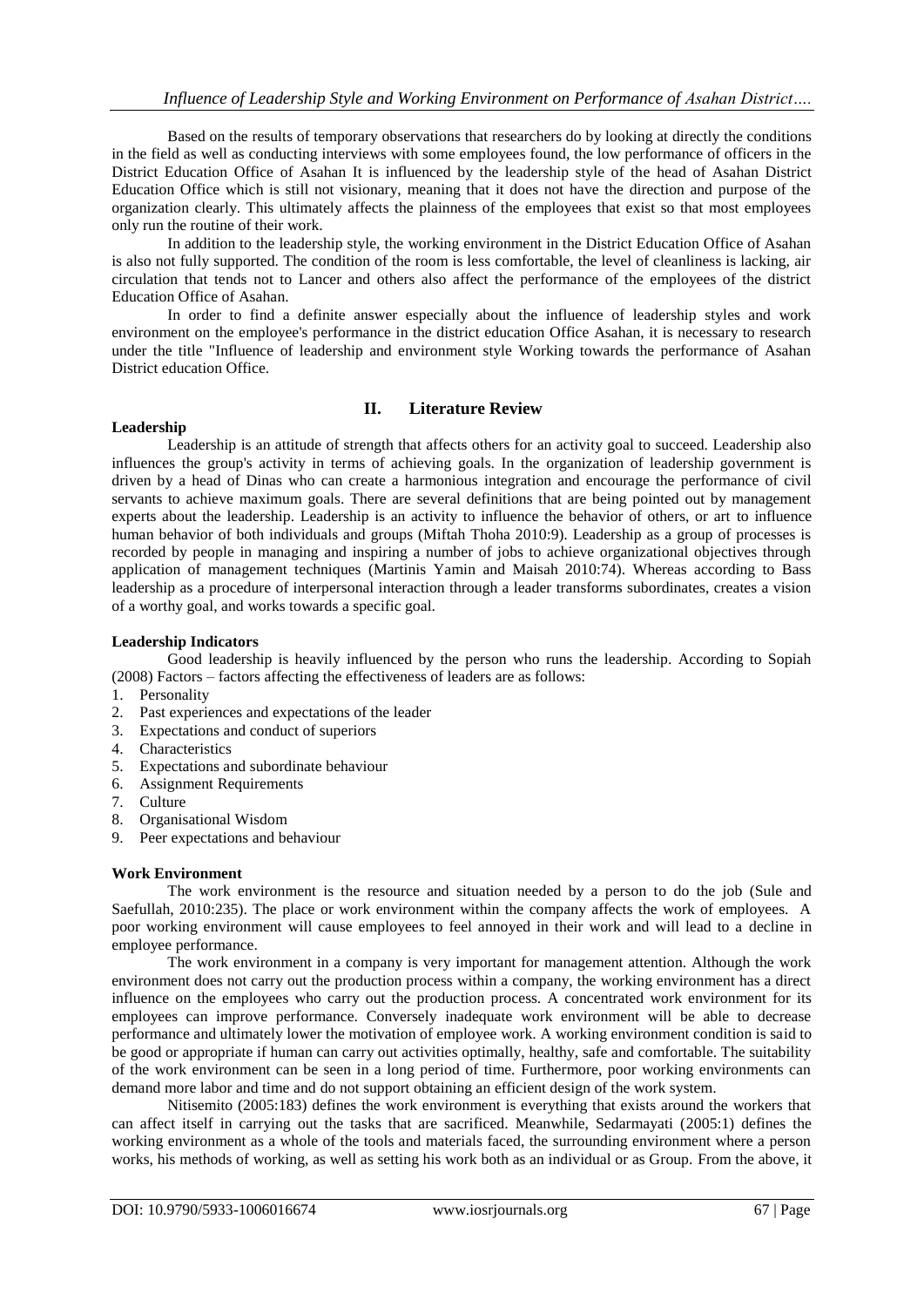Based on the results of temporary observations that researchers do by looking at directly the conditions in the field as well as conducting interviews with some employees found, the low performance of officers in the District Education Office of Asahan It is influenced by the leadership style of the head of Asahan District Education Office which is still not visionary, meaning that it does not have the direction and purpose of the organization clearly. This ultimately affects the plainness of the employees that exist so that most employees only run the routine of their work.

In addition to the leadership style, the working environment in the District Education Office of Asahan is also not fully supported. The condition of the room is less comfortable, the level of cleanliness is lacking, air circulation that tends not to Lancer and others also affect the performance of the employees of the district Education Office of Asahan.

In order to find a definite answer especially about the influence of leadership styles and work environment on the employee's performance in the district education Office Asahan, it is necessary to research under the title "Influence of leadership and environment style Working towards the performance of Asahan District education Office.

## II. Literature Review

### Leadership

Leadership is an attitude of strength that affects others for an activity goal to succeed. Leadership also influences the group's activity in terms of achieving goals. In the organization of leadership government is driven by a head of Dinas who can create a harmonious integration and encourage the performance of civil servants to achieve maximum goals. There are several definitions that are being pointed out by management experts about the leadership. Leadership is an activity to influence the behavior of others, or art to influence human behavior of both individuals and groups (Miftah Thoha 2010:9). Leadership as a group of processes is recorded by people in managing and inspiring a number of jobs to achieve organizational objectives through application of management techniques (Martinis Yamin and Maisah 2010:74). Whereas according to Bass leadership as a procedure of interpersonal interaction through a leader transforms subordinates, creates a vision of a worthy goal, and works towards a specific goal.

### Leadership Indicators

Good leadership is heavily influenced by the person who runs the leadership. According to Sopiah (2008) Factors – factors affecting the effectiveness of leaders are as follows:

1. Personality
2. Past experiences and expectations of the leader
3. Expectations and conduct of superiors
4. Characteristics
5. Expectations and subordinate behaviour
6. Assignment Requirements
7. Culture
8. Organisational Wisdom
9. Peer expectations and behaviour

### Work Environment

The work environment is the resource and situation needed by a person to do the job (Sule and Saefullah, 2010:235). The place or work environment within the company affects the work of employees. A poor working environment will cause employees to feel annoyed in their work and will lead to a decline in employee performance.

The work environment in a company is very important for management attention. Although the work environment does not carry out the production process within a company, the working environment has a direct influence on the employees who carry out the production process. A concentrated work environment for its employees can improve performance. Conversely inadequate work environment will be able to decrease performance and ultimately lower the motivation of employee work. A working environment condition is said to be good or appropriate if human can carry out activities optimally, healthy, safe and comfortable. The suitability of the work environment can be seen in a long period of time. Furthermore, poor working environments can demand more labor and time and do not support obtaining an efficient design of the work system.

Nitisemito (2005:183) defines the work environment is everything that exists around the workers that can affect itself in carrying out the tasks that are sacrificed. Meanwhile, Sedarmayati (2005:1) defines the working environment as a whole of the tools and materials faced, the surrounding environment where a person works, his methods of working, as well as setting his work both as an individual or as Group. From the above, it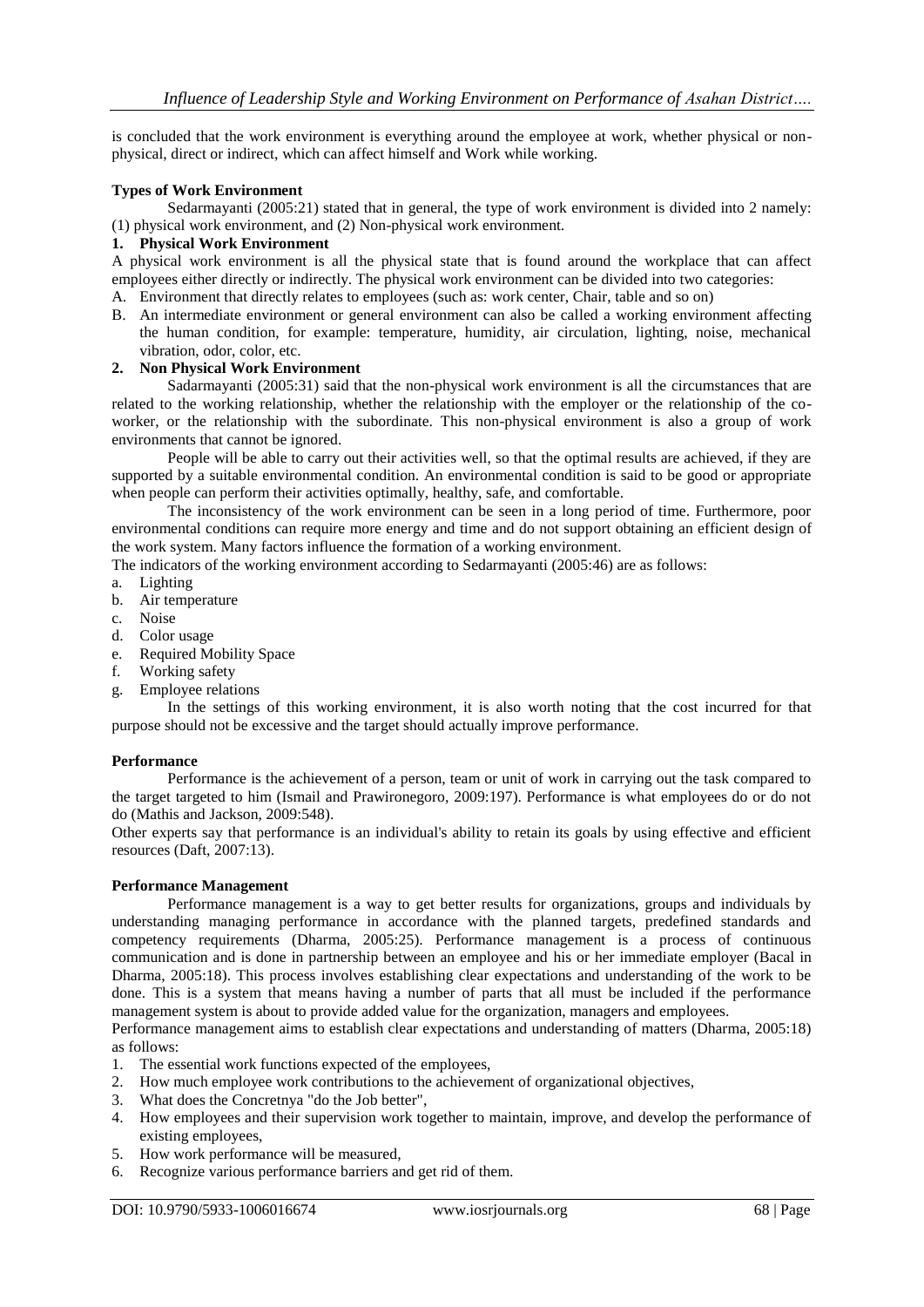is concluded that the work environment is everything around the employee at work, whether physical or non-physical, direct or indirect, which can affect himself and Work while working.

**Types of Work Environment**

Sedarmayanti (2005:21) stated that in general, the type of work environment is divided into 2 namely: (1) physical work environment, and (2) Non-physical work environment.

**1. Physical Work Environment**

A physical work environment is all the physical state that is found around the workplace that can affect employees either directly or indirectly. The physical work environment can be divided into two categories:

A. Environment that directly relates to employees (such as: work center, Chair, table and so on)
B. An intermediate environment or general environment can also be called a working environment affecting the human condition, for example: temperature, humidity, air circulation, lighting, noise, mechanical vibration, odor, color, etc.

**2. Non Physical Work Environment**

Sadarmayanti (2005:31) said that the non-physical work environment is all the circumstances that are related to the working relationship, whether the relationship with the employer or the relationship of the co-worker, or the relationship with the subordinate. This non-physical environment is also a group of work environments that cannot be ignored.

People will be able to carry out their activities well, so that the optimal results are achieved, if they are supported by a suitable environmental condition. An environmental condition is said to be good or appropriate when people can perform their activities optimally, healthy, safe, and comfortable.

The inconsistency of the work environment can be seen in a long period of time. Furthermore, poor environmental conditions can require more energy and time and do not support obtaining an efficient design of the work system. Many factors influence the formation of a working environment.

The indicators of the working environment according to Sedarmayanti (2005:46) are as follows:

a. Lighting
b. Air temperature
c. Noise
d. Color usage
e. Required Mobility Space
f. Working safety
g. Employee relations

In the settings of this working environment, it is also worth noting that the cost incurred for that purpose should not be excessive and the target should actually improve performance.

**Performance**

Performance is the achievement of a person, team or unit of work in carrying out the task compared to the target targeted to him (Ismail and Prawironegoro, 2009:197). Performance is what employees do or do not do (Mathis and Jackson, 2009:548).

Other experts say that performance is an individual's ability to retain its goals by using effective and efficient resources (Daft, 2007:13).

**Performance Management**

Performance management is a way to get better results for organizations, groups and individuals by understanding managing performance in accordance with the planned targets, predefined standards and competency requirements (Dharma, 2005:25). Performance management is a process of continuous communication and is done in partnership between an employee and his or her immediate employer (Bacal in Dharma, 2005:18). This process involves establishing clear expectations and understanding of the work to be done. This is a system that means having a number of parts that all must be included if the performance management system is about to provide added value for the organization, managers and employees.

Performance management aims to establish clear expectations and understanding of matters (Dharma, 2005:18) as follows:

1. The essential work functions expected of the employees,
2. How much employee work contributions to the achievement of organizational objectives,
3. What does the Concretnya "do the Job better",
4. How employees and their supervision work together to maintain, improve, and develop the performance of existing employees,
5. How work performance will be measured,
6. Recognize various performance barriers and get rid of them.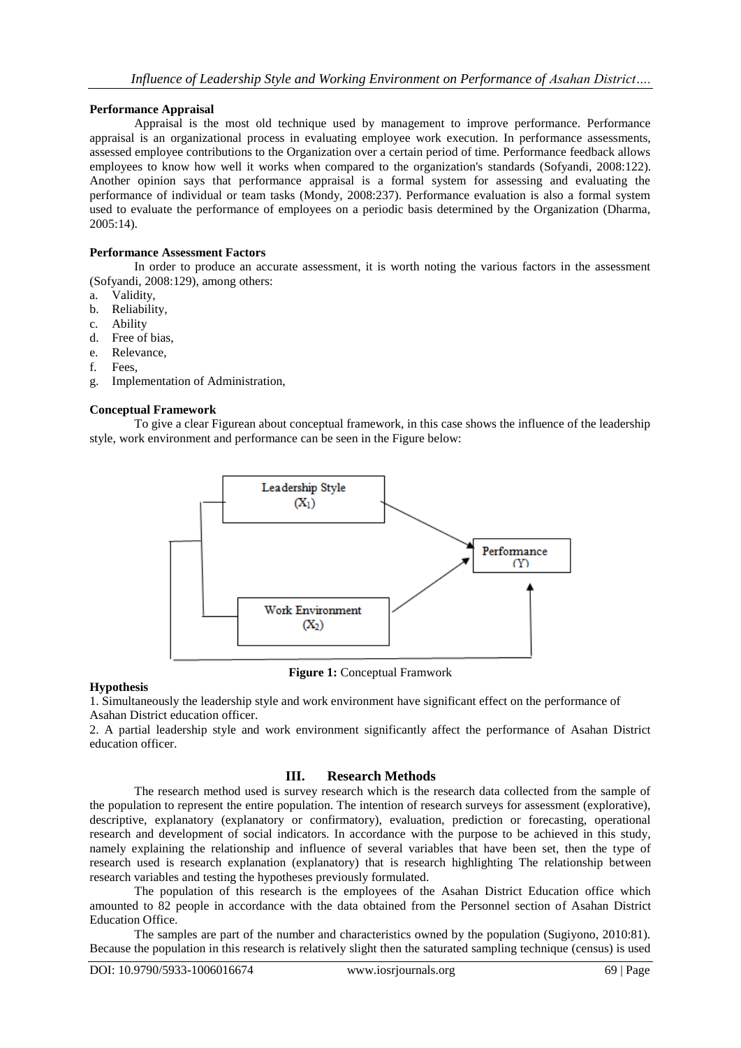**Performance Appraisal**

Appraisal is the most old technique used by management to improve performance. Performance appraisal is an organizational process in evaluating employee work execution. In performance assessments, assessed employee contributions to the Organization over a certain period of time. Performance feedback allows employees to know how well it works when compared to the organization's standards (Sofyandi, 2008:122). Another opinion says that performance appraisal is a formal system for assessing and evaluating the performance of individual or team tasks (Mondy, 2008:237). Performance evaluation is also a formal system used to evaluate the performance of employees on a periodic basis determined by the Organization (Dharma, 2005:14).

**Performance Assessment Factors**

In order to produce an accurate assessment, it is worth noting the various factors in the assessment (Sofyandi, 2008:129), among others:

a. Validity,
b. Reliability,
c. Ability
d. Free of bias,
e. Relevance,
f. Fees,
g. Implementation of Administration,

**Conceptual Framework**

To give a clear Figurean about conceptual framework, in this case shows the influence of the leadership style, work environment and performance can be seen in the Figure below:

Leadership Style ($X_1$)

Performance (Y)

Work Environment ($X_2$)

**Figure 1:** Conceptual Framwork

**Hypothesis**

1. Simultaneously the leadership style and work environment have significant effect on the performance of Asahan District education officer.
2. A partial leadership style and work environment significantly affect the performance of Asahan District education officer.

## III. Research Methods

The research method used is survey research which is the research data collected from the sample of the population to represent the entire population. The intention of research surveys for assessment (explorative), descriptive, explanatory (explanatory or confirmatory), evaluation, prediction or forecasting, operational research and development of social indicators. In accordance with the purpose to be achieved in this study, namely explaining the relationship and influence of several variables that have been set, then the type of research used is research explanation (explanatory) that is research highlighting The relationship between research variables and testing the hypotheses previously formulated.

The population of this research is the employees of the Asahan District Education office which amounted to 82 people in accordance with the data obtained from the Personnel section of Asahan District Education Office.

The samples are part of the number and characteristics owned by the population (Sugiyono, 2010:81). Because the population in this research is relatively slight then the saturated sampling technique (census) is used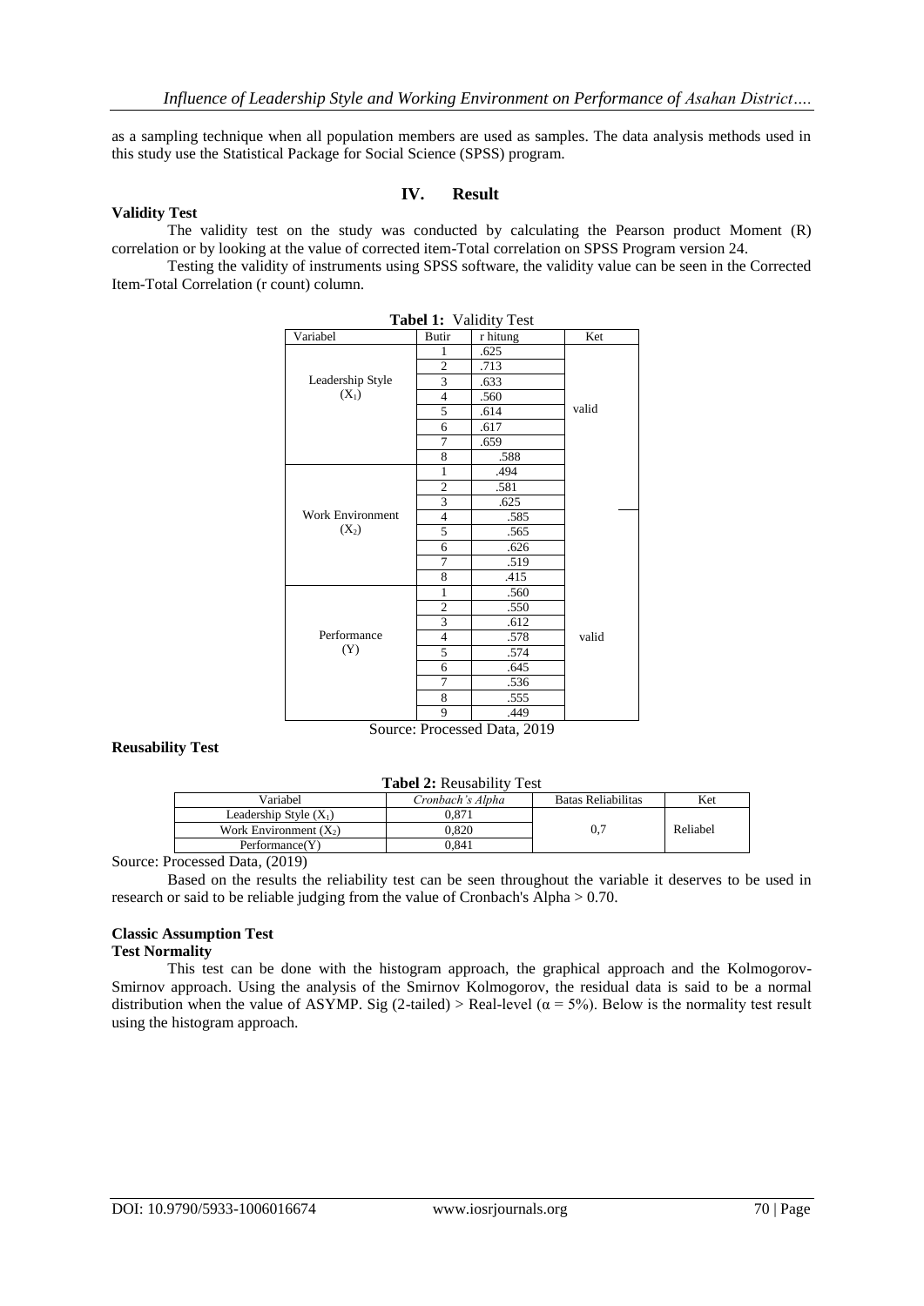as a sampling technique when all population members are used as samples. The data analysis methods used in this study use the Statistical Package for Social Science (SPSS) program.

## IV. Result

**Validity Test**

The validity test on the study was conducted by calculating the Pearson product Moment (R) correlation or by looking at the value of corrected item-Total correlation on SPSS Program version 24.

Testing the validity of instruments using SPSS software, the validity value can be seen in the Corrected Item-Total Correlation (r count) column.

**Tabel 1:** Validity Test

| Variabel | Butir | r hitung | Ket |
|---|---|---|---|
| Leadership Style ($X_1$) | 1 | .625 | valid |
| | 2 | .713 | |
| | 3 | .633 | |
| | 4 | .560 | |
| | 5 | .614 | |
| | 6 | .617 | |
| | 7 | .659 | |
| | 8 | .588 | |
| Work Environment ($X_2$) | 1 | .494 | |
| | 2 | .581 | |
| | 3 | .625 | |
| | 4 | .585 | |
| | 5 | .565 | |
| | 6 | .626 | |
| | 7 | .519 | |
| | 8 | .415 | |
| Performance (Y) | 1 | .560 | valid |
| | 2 | .550 | |
| | 3 | .612 | |
| | 4 | .578 | |
| | 5 | .574 | |
| | 6 | .645 | |
| | 7 | .536 | |
| | 8 | .555 | |
| | 9 | .449 | |

Source: Processed Data, 2019

**Reusability Test**

**Tabel 2:** Reusability Test

| Variabel | *Cronbach's Alpha* | Batas Reliabilitas | Ket |
|---|---|---|---|
| Leadership Style ($X_1$) | 0,871 | 0,7 | Reliabel |
| Work Environment ($X_2$) | 0,820 | | |
| Performance(Y) | 0,841 | | |

Source: Processed Data, (2019)

Based on the results the reliability test can be seen throughout the variable it deserves to be used in research or said to be reliable judging from the value of Cronbach's Alpha > 0.70.

**Classic Assumption Test**

**Test Normality**

This test can be done with the histogram approach, the graphical approach and the Kolmogorov-Smirnov approach. Using the analysis of the Smirnov Kolmogorov, the residual data is said to be a normal distribution when the value of ASYMP. Sig (2-tailed) > Real-level ($\alpha = 5\%$). Below is the normality test result using the histogram approach.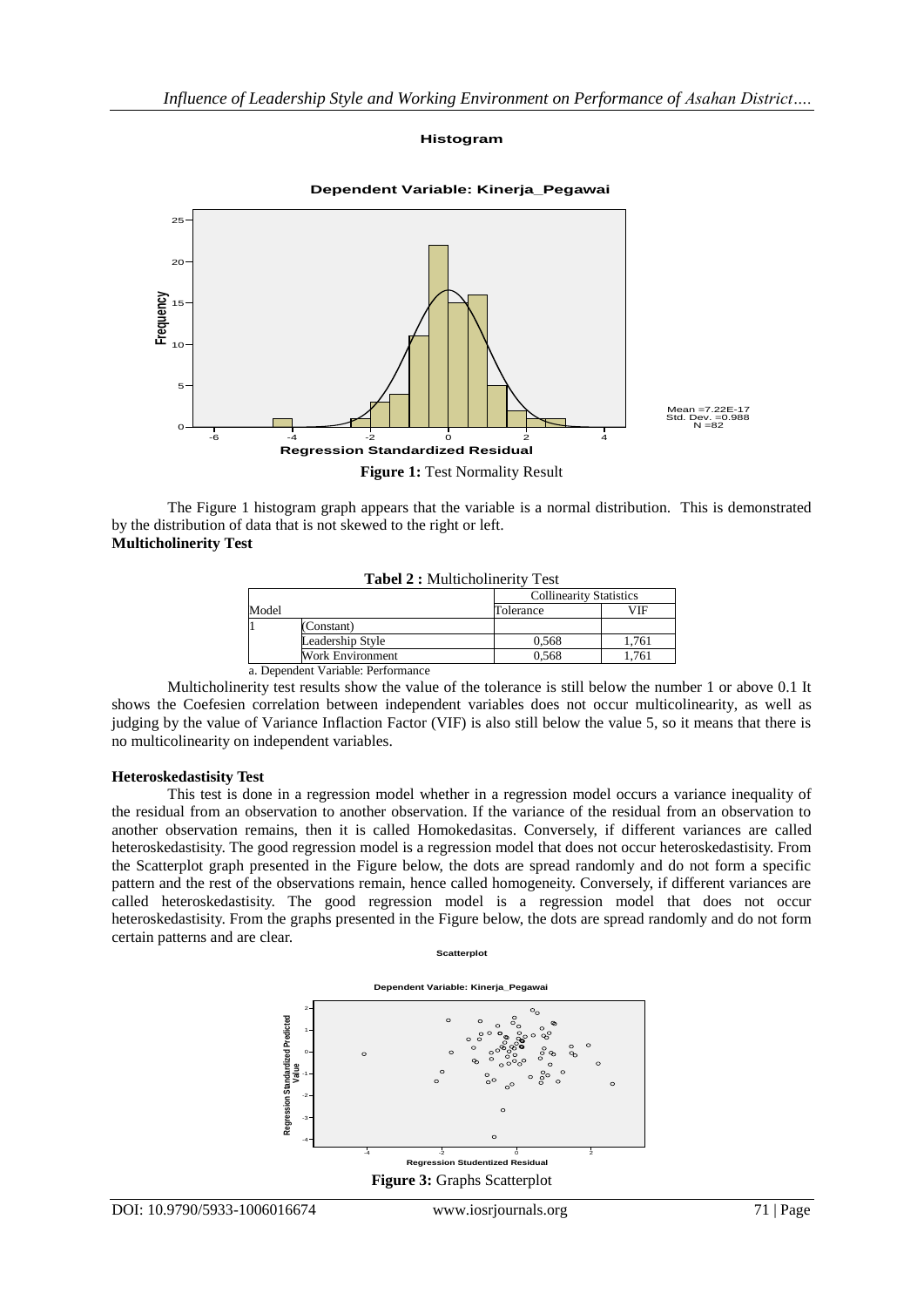**Histogram**

**Dependent Variable: Kinerja_Pegawai**

Mean =7.22E-17
Std. Dev. =0.988
N =82

**Figure 1:** Test Normality Result

The Figure 1 histogram graph appears that the variable is a normal distribution. This is demonstrated by the distribution of data that is not skewed to the right or left.

**Multicholinerity Test**

**Tabel 2 :** Multicholinerity Test

| Model | | Collinearity Statistics | |
|---|---|---|---|
| | | Tolerance | VIF |
| 1 | (Constant) | | |
| | Leadership Style | 0,568 | 1,761 |
| | Work Environment | 0,568 | 1,761 |

a. Dependent Variable: Performance

Multicholinerity test results show the value of the tolerance is still below the number 1 or above 0.1 It shows the Coefesien correlation between independent variables does not occur multicolinearity, as well as judging by the value of Variance Inflaction Factor (VIF) is also still below the value 5, so it means that there is no multicolinearity on independent variables.

**Heteroskedastisity Test**

This test is done in a regression model whether in a regression model occurs a variance inequality of the residual from an observation to another observation. If the variance of the residual from an observation to another observation remains, then it is called Homokedasitas. Conversely, if different variances are called heteroskedastisity. The good regression model is a regression model that does not occur heteroskedastisity. From the Scatterplot graph presented in the Figure below, the dots are spread randomly and do not form a specific pattern and the rest of the observations remain, hence called homogeneity. Conversely, if different variances are called heteroskedastisity. The good regression model is a regression model that does not occur heteroskedastisity. From the graphs presented in the Figure below, the dots are spread randomly and do not form certain patterns and are clear.

**Scatterplot**

**Dependent Variable: Kinerja_Pegawai**

**Figure 3:** Graphs Scatterplot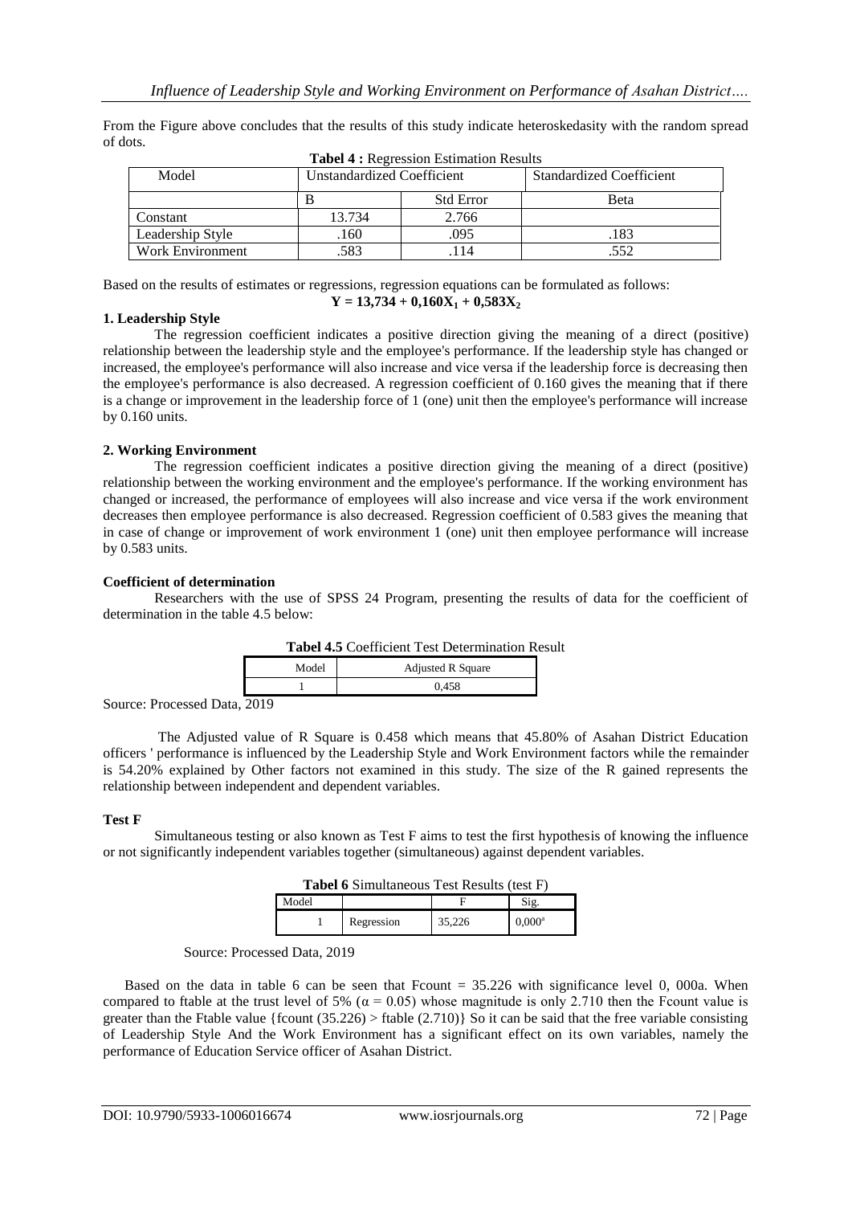From the Figure above concludes that the results of this study indicate heteroskedasity with the random spread of dots.

**Tabel 4 :** Regression Estimation Results

| Model | Unstandardized Coefficient | | Standardized Coefficient |
|---|---|---|---|
| | B | Std Error | Beta |
| Constant | 13.734 | 2.766 | |
| Leadership Style | .160 | .095 | .183 |
| Work Environment | .583 | .114 | .552 |

Based on the results of estimates or regressions, regression equations can be formulated as follows:

$$\mathbf{Y = 13{,}734 + 0{,}160X_1 + 0{,}583X_2}$$

**1. Leadership Style**

The regression coefficient indicates a positive direction giving the meaning of a direct (positive) relationship between the leadership style and the employee's performance. If the leadership style has changed or increased, the employee's performance will also increase and vice versa if the leadership force is decreasing then the employee's performance is also decreased. A regression coefficient of 0.160 gives the meaning that if there is a change or improvement in the leadership force of 1 (one) unit then the employee's performance will increase by 0.160 units.

**2. Working Environment**

The regression coefficient indicates a positive direction giving the meaning of a direct (positive) relationship between the working environment and the employee's performance. If the working environment has changed or increased, the performance of employees will also increase and vice versa if the work environment decreases then employee performance is also decreased. Regression coefficient of 0.583 gives the meaning that in case of change or improvement of work environment 1 (one) unit then employee performance will increase by 0.583 units.

**Coefficient of determination**

Researchers with the use of SPSS 24 Program, presenting the results of data for the coefficient of determination in the table 4.5 below:

**Tabel 4.5** Coefficient Test Determination Result

| Model | Adjusted R Square |
|---|---|
| 1 | 0,458 |

Source: Processed Data, 2019

The Adjusted value of R Square is 0.458 which means that 45.80% of Asahan District Education officers ' performance is influenced by the Leadership Style and Work Environment factors while the remainder is 54.20% explained by Other factors not examined in this study. The size of the R gained represents the relationship between independent and dependent variables.

**Test F**

Simultaneous testing or also known as Test F aims to test the first hypothesis of knowing the influence or not significantly independent variables together (simultaneous) against dependent variables.

**Tabel 6** Simultaneous Test Results (test F)

| Model | | F | Sig. |
|---|---|---|---|
| 1 | Regression | 35,226 | 0,000[a] |

Source: Processed Data, 2019

Based on the data in table 6 can be seen that Fcount = 35.226 with significance level 0, 000a. When compared to ftable at the trust level of 5% ($\alpha = 0.05$) whose magnitude is only 2.710 then the Fcount value is greater than the Ftable value {fcount (35.226) > ftable (2.710)} So it can be said that the free variable consisting of Leadership Style And the Work Environment has a significant effect on its own variables, namely the performance of Education Service officer of Asahan District.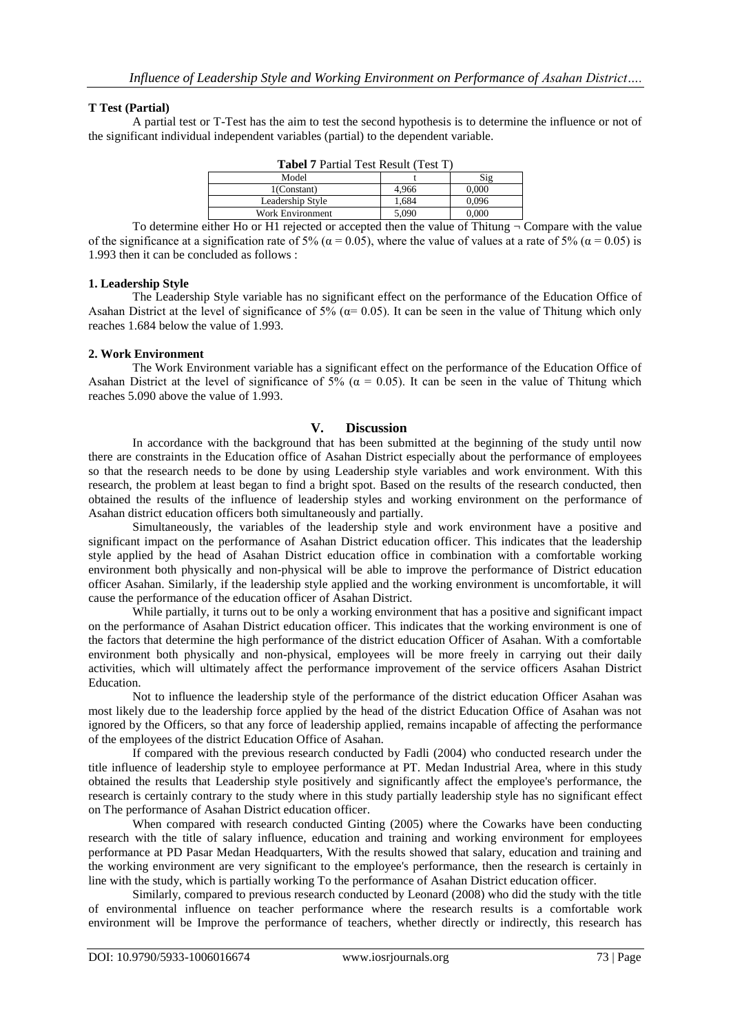**T Test (Partial)**

A partial test or T-Test has the aim to test the second hypothesis is to determine the influence or not of the significant individual independent variables (partial) to the dependent variable.

**Tabel 7** Partial Test Result (Test T)

| Model | t | Sig |
|---|---|---|
| 1(Constant) | 4,966 | 0,000 |
| Leadership Style | 1,684 | 0,096 |
| Work Environment | 5,090 | 0,000 |

To determine either Ho or H1 rejected or accepted then the value of Thitung ¬ Compare with the value of the significance at a signification rate of 5% ($\alpha = 0.05$), where the value of values at a rate of 5% ($\alpha = 0.05$) is 1.993 then it can be concluded as follows :

**1. Leadership Style**

The Leadership Style variable has no significant effect on the performance of the Education Office of Asahan District at the level of significance of 5% ($\alpha$= 0.05). It can be seen in the value of Thitung which only reaches 1.684 below the value of 1.993.

**2. Work Environment**

The Work Environment variable has a significant effect on the performance of the Education Office of Asahan District at the level of significance of 5% ($\alpha = 0.05$). It can be seen in the value of Thitung which reaches 5.090 above the value of 1.993.

## V. Discussion

In accordance with the background that has been submitted at the beginning of the study until now there are constraints in the Education office of Asahan District especially about the performance of employees so that the research needs to be done by using Leadership style variables and work environment. With this research, the problem at least began to find a bright spot. Based on the results of the research conducted, then obtained the results of the influence of leadership styles and working environment on the performance of Asahan district education officers both simultaneously and partially.

Simultaneously, the variables of the leadership style and work environment have a positive and significant impact on the performance of Asahan District education officer. This indicates that the leadership style applied by the head of Asahan District education office in combination with a comfortable working environment both physically and non-physical will be able to improve the performance of District education officer Asahan. Similarly, if the leadership style applied and the working environment is uncomfortable, it will cause the performance of the education officer of Asahan District.

While partially, it turns out to be only a working environment that has a positive and significant impact on the performance of Asahan District education officer. This indicates that the working environment is one of the factors that determine the high performance of the district education Officer of Asahan. With a comfortable environment both physically and non-physical, employees will be more freely in carrying out their daily activities, which will ultimately affect the performance improvement of the service officers Asahan District Education.

Not to influence the leadership style of the performance of the district education Officer Asahan was most likely due to the leadership force applied by the head of the district Education Office of Asahan was not ignored by the Officers, so that any force of leadership applied, remains incapable of affecting the performance of the employees of the district Education Office of Asahan.

If compared with the previous research conducted by Fadli (2004) who conducted research under the title influence of leadership style to employee performance at PT. Medan Industrial Area, where in this study obtained the results that Leadership style positively and significantly affect the employee's performance, the research is certainly contrary to the study where in this study partially leadership style has no significant effect on The performance of Asahan District education officer.

When compared with research conducted Ginting (2005) where the Cowarks have been conducting research with the title of salary influence, education and training and working environment for employees performance at PD Pasar Medan Headquarters, With the results showed that salary, education and training and the working environment are very significant to the employee's performance, then the research is certainly in line with the study, which is partially working To the performance of Asahan District education officer.

Similarly, compared to previous research conducted by Leonard (2008) who did the study with the title of environmental influence on teacher performance where the research results is a comfortable work environment will be Improve the performance of teachers, whether directly or indirectly, this research has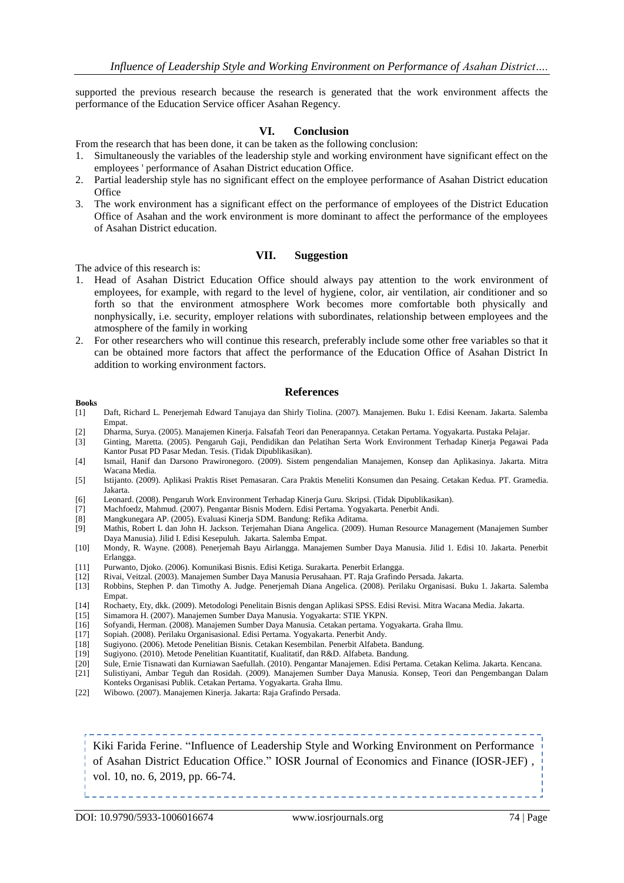supported the previous research because the research is generated that the work environment affects the performance of the Education Service officer Asahan Regency.

## VI. Conclusion

From the research that has been done, it can be taken as the following conclusion:

1. Simultaneously the variables of the leadership style and working environment have significant effect on the employees ' performance of Asahan District education Office.
2. Partial leadership style has no significant effect on the employee performance of Asahan District education Office
3. The work environment has a significant effect on the performance of employees of the District Education Office of Asahan and the work environment is more dominant to affect the performance of the employees of Asahan District education.

## VII. Suggestion

The advice of this research is:

1. Head of Asahan District Education Office should always pay attention to the work environment of employees, for example, with regard to the level of hygiene, color, air ventilation, air conditioner and so forth so that the environment atmosphere Work becomes more comfortable both physically and nonphysically, i.e. security, employer relations with subordinates, relationship between employees and the atmosphere of the family in working
2. For other researchers who will continue this research, preferably include some other free variables so that it can be obtained more factors that affect the performance of the Education Office of Asahan District In addition to working environment factors.

## References

**Books**

[1] Daft, Richard L. Penerjemah Edward Tanujaya dan Shirly Tiolina. (2007). Manajemen. Buku 1. Edisi Keenam. Jakarta. Salemba Empat.

[2] Dharma, Surya. (2005). Manajemen Kinerja. Falsafah Teori dan Penerapannya. Cetakan Pertama. Yogyakarta. Pustaka Pelajar.

[3] Ginting, Maretta. (2005). Pengaruh Gaji, Pendidikan dan Pelatihan Serta Work Environment Terhadap Kinerja Pegawai Pada Kantor Pusat PD Pasar Medan. Tesis. (Tidak Dipublikasikan).

[4] Ismail, Hanif dan Darsono Prawironegoro. (2009). Sistem pengendalian Manajemen, Konsep dan Aplikasinya. Jakarta. Mitra Wacana Media.

[5] Istijanto. (2009). Aplikasi Praktis Riset Pemasaran. Cara Praktis Meneliti Konsumen dan Pesaing. Cetakan Kedua. PT. Gramedia. Jakarta.

[6] Leonard. (2008). Pengaruh Work Environment Terhadap Kinerja Guru. Skripsi. (Tidak Dipublikasikan).

[7] Machfoedz, Mahmud. (2007). Pengantar Bisnis Modern. Edisi Pertama. Yogyakarta. Penerbit Andi.

[8] Mangkunegara AP. (2005). Evaluasi Kinerja SDM. Bandung: Refika Aditama.

[9] Mathis, Robert L dan John H. Jackson. Terjemahan Diana Angelica. (2009). Human Resource Management (Manajemen Sumber Daya Manusia). Jilid I. Edisi Kesepuluh. Jakarta. Salemba Empat.

[10] Mondy, R. Wayne. (2008). Penerjemah Bayu Airlangga. Manajemen Sumber Daya Manusia. Jilid 1. Edisi 10. Jakarta. Penerbit Erlangga.

[11] Purwanto, Djoko. (2006). Komunikasi Bisnis. Edisi Ketiga. Surakarta. Penerbit Erlangga.

[12] Rivai, Veitzal. (2003). Manajemen Sumber Daya Manusia Perusahaan. PT. Raja Grafindo Persada. Jakarta.

[13] Robbins, Stephen P. dan Timothy A. Judge. Penerjemah Diana Angelica. (2008). Perilaku Organisasi. Buku 1. Jakarta. Salemba Empat.

[14] Rochaety, Ety, dkk. (2009). Metodologi Penelitain Bisnis dengan Aplikasi SPSS. Edisi Revisi. Mitra Wacana Media. Jakarta.

[15] Simamora H. (2007). Manajemen Sumber Daya Manusia. Yogyakarta: STIE YKPN.

[16] Sofyandi, Herman. (2008). Manajemen Sumber Daya Manusia. Cetakan pertama. Yogyakarta. Graha Ilmu.

[17] Sopiah. (2008). Perilaku Organisasional. Edisi Pertama. Yogyakarta. Penerbit Andy.

[18] Sugiyono. (2006). Metode Penelitian Bisnis. Cetakan Kesembilan. Penerbit Alfabeta. Bandung.

[19] Sugiyono. (2010). Metode Penelitian Kuantitatif, Kualitatif, dan R&D. Alfabeta. Bandung.

[20] Sule, Ernie Tisnawati dan Kurniawan Saefullah. (2010). Pengantar Manajemen. Edisi Pertama. Cetakan Kelima. Jakarta. Kencana.

[21] Sulistiyani, Ambar Teguh dan Rosidah. (2009). Manajemen Sumber Daya Manusia. Konsep, Teori dan Pengembangan Dalam Konteks Organisasi Publik. Cetakan Pertama. Yogyakarta. Graha Ilmu.

[22] Wibowo. (2007). Manajemen Kinerja. Jakarta: Raja Grafindo Persada.

Kiki Farida Ferine. "Influence of Leadership Style and Working Environment on Performance of Asahan District Education Office." IOSR Journal of Economics and Finance (IOSR-JEF) , vol. 10, no. 6, 2019, pp. 66-74.